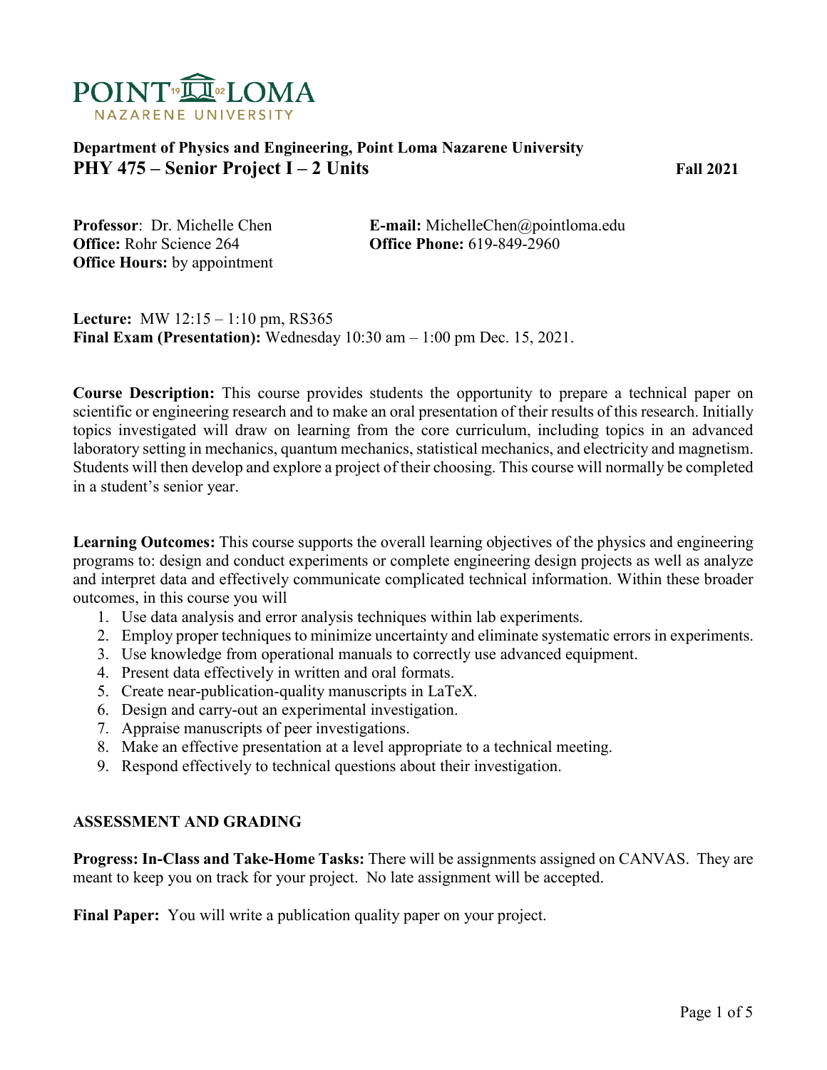POINT LOMA
NAZARENE UNIVERSITY

**Department of Physics and Engineering, Point Loma Nazarene University**

# PHY 475 – Senior Project I – 2 Units

**Fall 2021**

**Professor**: Dr. Michelle Chen
**Office:** Rohr Science 264
**Office Hours:** by appointment

**E-mail:** MichelleChen@pointloma.edu
**Office Phone:** 619-849-2960

**Lecture:** MW 12:15 – 1:10 pm, RS365
**Final Exam (Presentation):** Wednesday 10:30 am – 1:00 pm Dec. 15, 2021.

**Course Description:** This course provides students the opportunity to prepare a technical paper on scientific or engineering research and to make an oral presentation of their results of this research. Initially topics investigated will draw on learning from the core curriculum, including topics in an advanced laboratory setting in mechanics, quantum mechanics, statistical mechanics, and electricity and magnetism. Students will then develop and explore a project of their choosing. This course will normally be completed in a student's senior year.

**Learning Outcomes:** This course supports the overall learning objectives of the physics and engineering programs to: design and conduct experiments or complete engineering design projects as well as analyze and interpret data and effectively communicate complicated technical information. Within these broader outcomes, in this course you will

1. Use data analysis and error analysis techniques within lab experiments.
2. Employ proper techniques to minimize uncertainty and eliminate systematic errors in experiments.
3. Use knowledge from operational manuals to correctly use advanced equipment.
4. Present data effectively in written and oral formats.
5. Create near-publication-quality manuscripts in LaTeX.
6. Design and carry-out an experimental investigation.
7. Appraise manuscripts of peer investigations.
8. Make an effective presentation at a level appropriate to a technical meeting.
9. Respond effectively to technical questions about their investigation.

## ASSESSMENT AND GRADING

**Progress: In-Class and Take-Home Tasks:** There will be assignments assigned on CANVAS. They are meant to keep you on track for your project. No late assignment will be accepted.

**Final Paper:** You will write a publication quality paper on your project.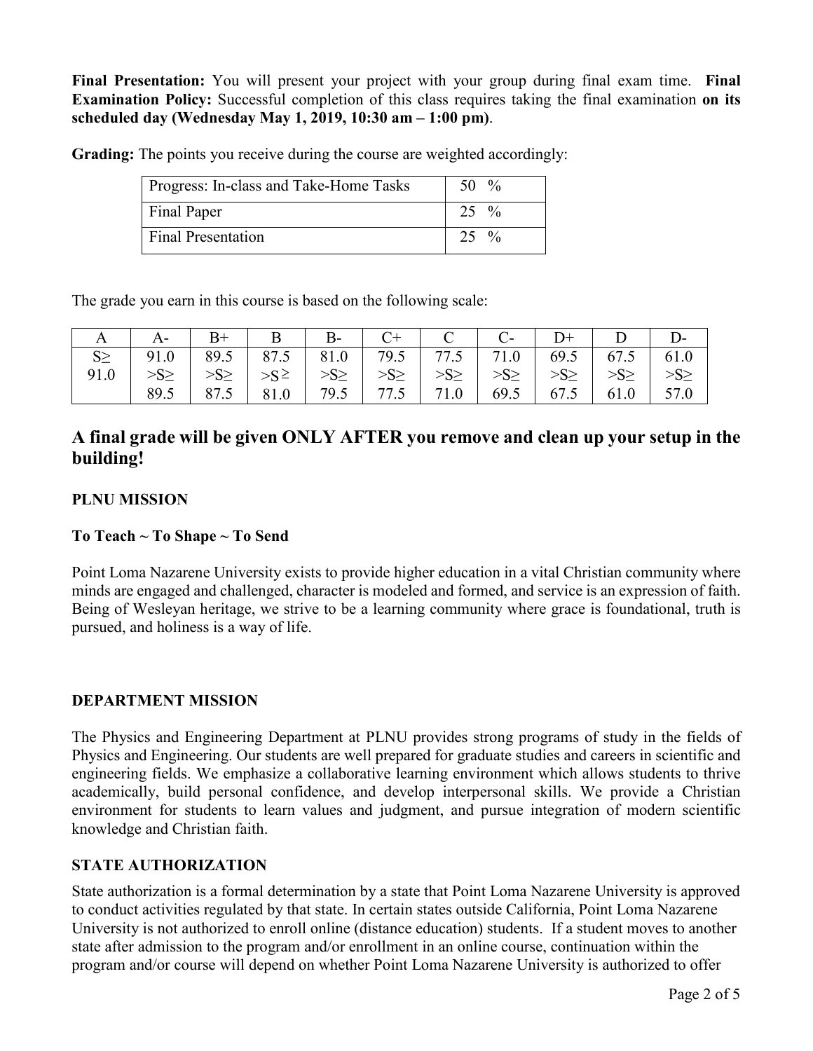**Final Presentation:** You will present your project with your group during final exam time. **Final Examination Policy:** Successful completion of this class requires taking the final examination **on its scheduled day (Wednesday May 1, 2019, 10:30 am – 1:00 pm)**.

**Grading:** The points you receive during the course are weighted accordingly:

| Progress: In-class and Take-Home Tasks | 50 % |
|---|---|
| Final Paper | 25 % |
| Final Presentation | 25 % |

The grade you earn in this course is based on the following scale:

| A | A- | B+ | B | B- | C+ | C | C- | D+ | D | D- |
|---|---|---|---|---|---|---|---|---|---|---|
| S≥ 91.0 | 91.0 >S≥ 89.5 | 89.5 >S≥ 87.5 | 87.5 >S≥ 81.0 | 81.0 >S≥ 79.5 | 79.5 >S≥ 77.5 | 77.5 >S≥ 71.0 | 71.0 >S≥ 69.5 | 69.5 >S≥ 67.5 | 67.5 >S≥ 61.0 | 61.0 >S≥ 57.0 |

## A final grade will be given ONLY AFTER you remove and clean up your setup in the building!

### PLNU MISSION

**To Teach ~ To Shape ~ To Send**

Point Loma Nazarene University exists to provide higher education in a vital Christian community where minds are engaged and challenged, character is modeled and formed, and service is an expression of faith. Being of Wesleyan heritage, we strive to be a learning community where grace is foundational, truth is pursued, and holiness is a way of life.

### DEPARTMENT MISSION

The Physics and Engineering Department at PLNU provides strong programs of study in the fields of Physics and Engineering. Our students are well prepared for graduate studies and careers in scientific and engineering fields. We emphasize a collaborative learning environment which allows students to thrive academically, build personal confidence, and develop interpersonal skills. We provide a Christian environment for students to learn values and judgment, and pursue integration of modern scientific knowledge and Christian faith.

### STATE AUTHORIZATION

State authorization is a formal determination by a state that Point Loma Nazarene University is approved to conduct activities regulated by that state. In certain states outside California, Point Loma Nazarene University is not authorized to enroll online (distance education) students. If a student moves to another state after admission to the program and/or enrollment in an online course, continuation within the program and/or course will depend on whether Point Loma Nazarene University is authorized to offer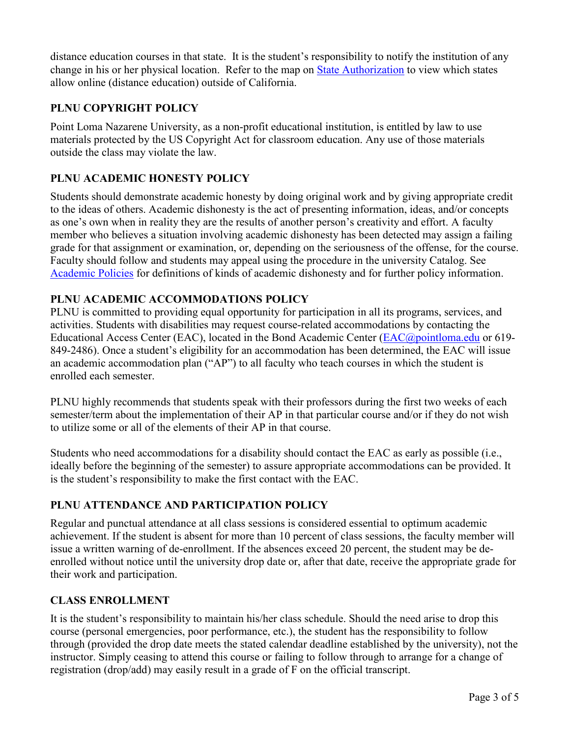distance education courses in that state. It is the student's responsibility to notify the institution of any change in his or her physical location. Refer to the map on [State Authorization](#) to view which states allow online (distance education) outside of California.

## PLNU COPYRIGHT POLICY

Point Loma Nazarene University, as a non-profit educational institution, is entitled by law to use materials protected by the US Copyright Act for classroom education. Any use of those materials outside the class may violate the law.

## PLNU ACADEMIC HONESTY POLICY

Students should demonstrate academic honesty by doing original work and by giving appropriate credit to the ideas of others. Academic dishonesty is the act of presenting information, ideas, and/or concepts as one's own when in reality they are the results of another person's creativity and effort. A faculty member who believes a situation involving academic dishonesty has been detected may assign a failing grade for that assignment or examination, or, depending on the seriousness of the offense, for the course. Faculty should follow and students may appeal using the procedure in the university Catalog. See [Academic Policies](#) for definitions of kinds of academic dishonesty and for further policy information.

## PLNU ACADEMIC ACCOMMODATIONS POLICY

PLNU is committed to providing equal opportunity for participation in all its programs, services, and activities. Students with disabilities may request course-related accommodations by contacting the Educational Access Center (EAC), located in the Bond Academic Center (EAC@pointloma.edu or 619-849-2486). Once a student's eligibility for an accommodation has been determined, the EAC will issue an academic accommodation plan ("AP") to all faculty who teach courses in which the student is enrolled each semester.

PLNU highly recommends that students speak with their professors during the first two weeks of each semester/term about the implementation of their AP in that particular course and/or if they do not wish to utilize some or all of the elements of their AP in that course.

Students who need accommodations for a disability should contact the EAC as early as possible (i.e., ideally before the beginning of the semester) to assure appropriate accommodations can be provided. It is the student's responsibility to make the first contact with the EAC.

## PLNU ATTENDANCE AND PARTICIPATION POLICY

Regular and punctual attendance at all class sessions is considered essential to optimum academic achievement. If the student is absent for more than 10 percent of class sessions, the faculty member will issue a written warning of de-enrollment. If the absences exceed 20 percent, the student may be de-enrolled without notice until the university drop date or, after that date, receive the appropriate grade for their work and participation.

## CLASS ENROLLMENT

It is the student's responsibility to maintain his/her class schedule. Should the need arise to drop this course (personal emergencies, poor performance, etc.), the student has the responsibility to follow through (provided the drop date meets the stated calendar deadline established by the university), not the instructor. Simply ceasing to attend this course or failing to follow through to arrange for a change of registration (drop/add) may easily result in a grade of F on the official transcript.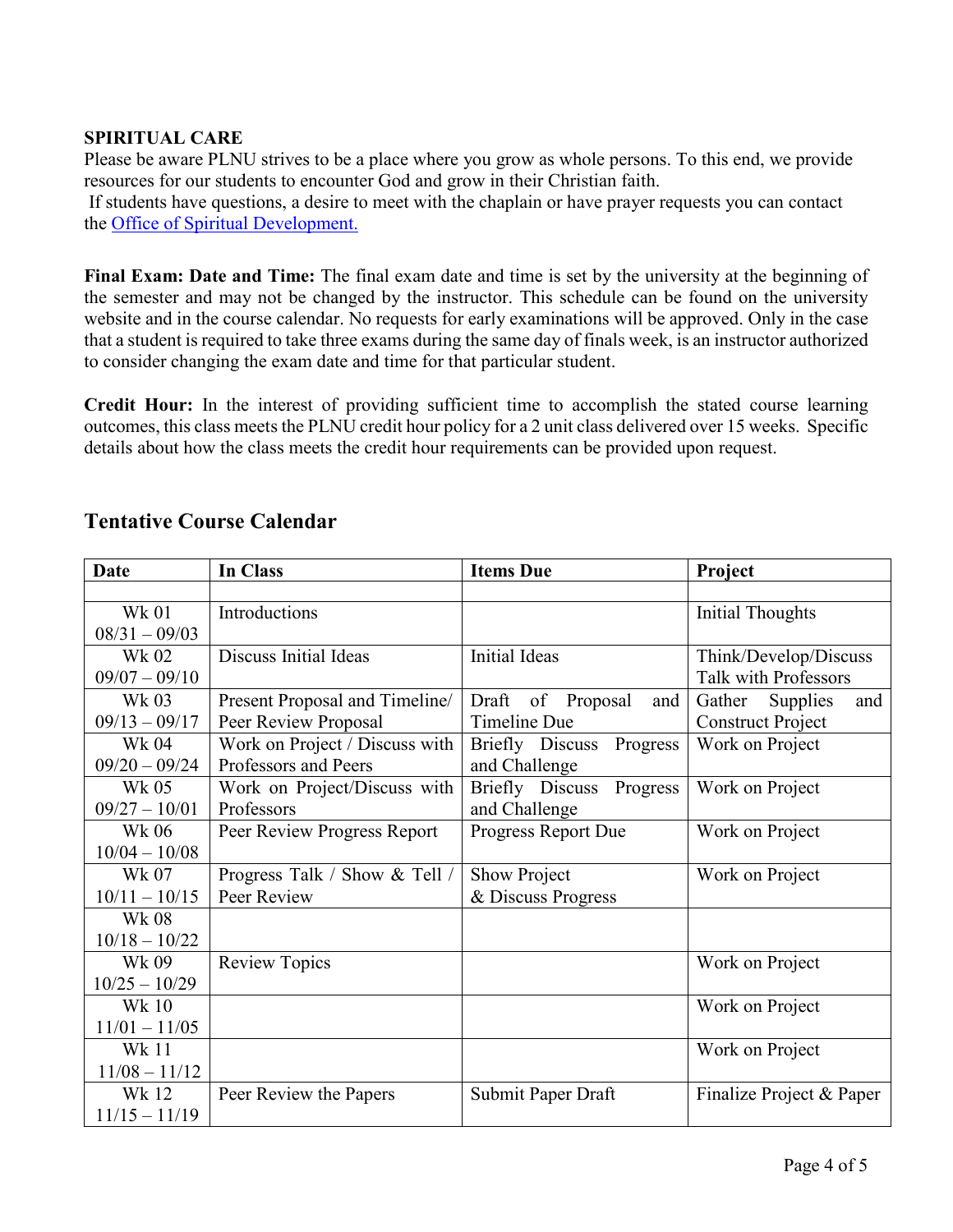**SPIRITUAL CARE**

Please be aware PLNU strives to be a place where you grow as whole persons. To this end, we provide resources for our students to encounter God and grow in their Christian faith.

If students have questions, a desire to meet with the chaplain or have prayer requests you can contact the [Office of Spiritual Development.]

**Final Exam: Date and Time:** The final exam date and time is set by the university at the beginning of the semester and may not be changed by the instructor. This schedule can be found on the university website and in the course calendar. No requests for early examinations will be approved. Only in the case that a student is required to take three exams during the same day of finals week, is an instructor authorized to consider changing the exam date and time for that particular student.

**Credit Hour:** In the interest of providing sufficient time to accomplish the stated course learning outcomes, this class meets the PLNU credit hour policy for a 2 unit class delivered over 15 weeks. Specific details about how the class meets the credit hour requirements can be provided upon request.

## Tentative Course Calendar

| Date | In Class | Items Due | Project |
|---|---|---|---|
| | | | |
| Wk 01 08/31 – 09/03 | Introductions | | Initial Thoughts |
| Wk 02 09/07 – 09/10 | Discuss Initial Ideas | Initial Ideas | Think/Develop/Discuss Talk with Professors |
| Wk 03 09/13 – 09/17 | Present Proposal and Timeline/ Peer Review Proposal | Draft of Proposal and Timeline Due | Gather Supplies and Construct Project |
| Wk 04 09/20 – 09/24 | Work on Project / Discuss with Professors and Peers | Briefly Discuss Progress and Challenge | Work on Project |
| Wk 05 09/27 – 10/01 | Work on Project/Discuss with Professors | Briefly Discuss Progress and Challenge | Work on Project |
| Wk 06 10/04 – 10/08 | Peer Review Progress Report | Progress Report Due | Work on Project |
| Wk 07 10/11 – 10/15 | Progress Talk / Show & Tell / Peer Review | Show Project & Discuss Progress | Work on Project |
| Wk 08 10/18 – 10/22 | | | |
| Wk 09 10/25 – 10/29 | Review Topics | | Work on Project |
| Wk 10 11/01 – 11/05 | | | Work on Project |
| Wk 11 11/08 – 11/12 | | | Work on Project |
| Wk 12 11/15 – 11/19 | Peer Review the Papers | Submit Paper Draft | Finalize Project & Paper |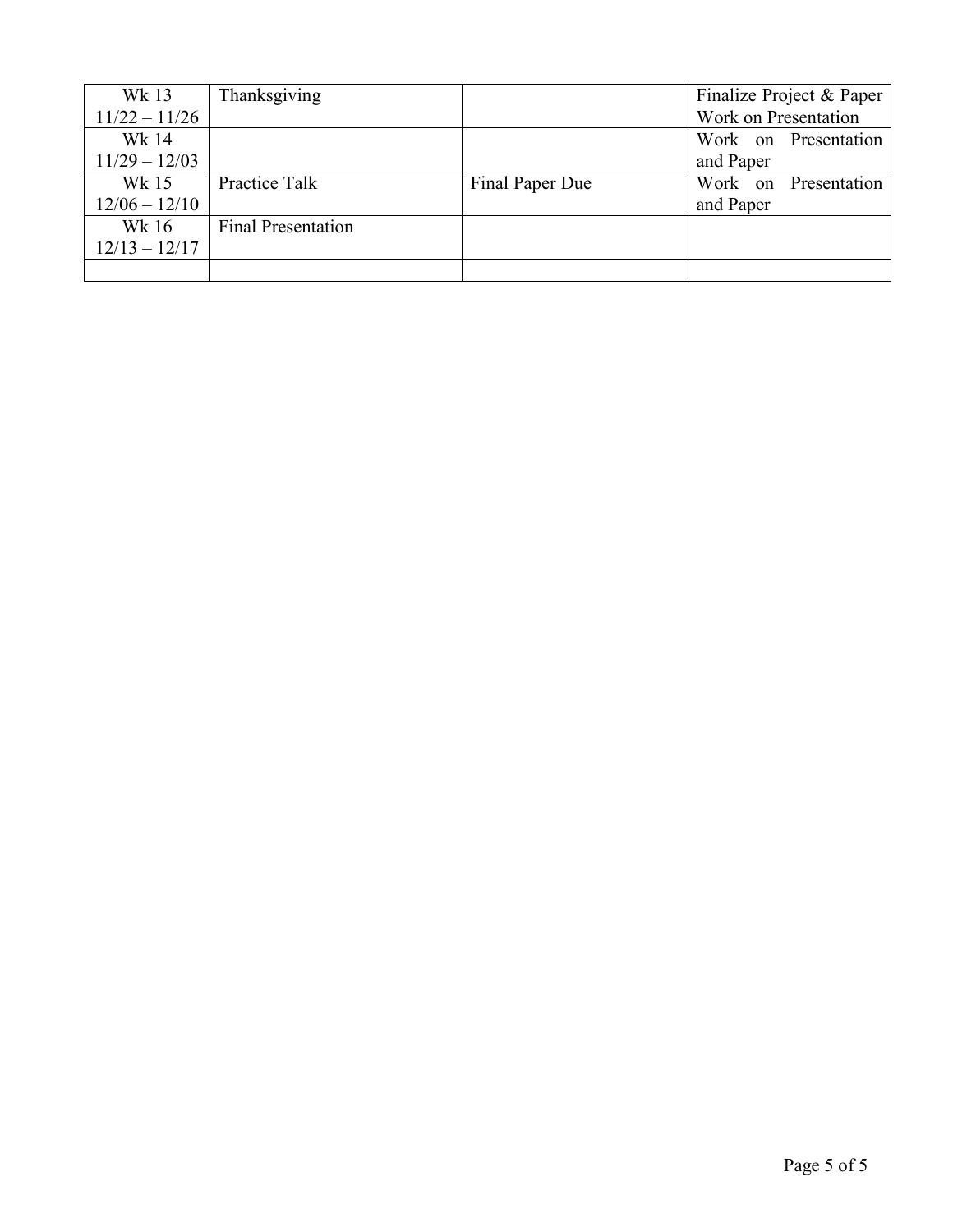| | | | |
|---|---|---|---|
| Wk 13 11/22 – 11/26 | Thanksgiving | | Finalize Project & Paper Work on Presentation |
| Wk 14 11/29 – 12/03 | | | Work on Presentation and Paper |
| Wk 15 12/06 – 12/10 | Practice Talk | Final Paper Due | Work on Presentation and Paper |
| Wk 16 12/13 – 12/17 | Final Presentation | | |
| | | | |